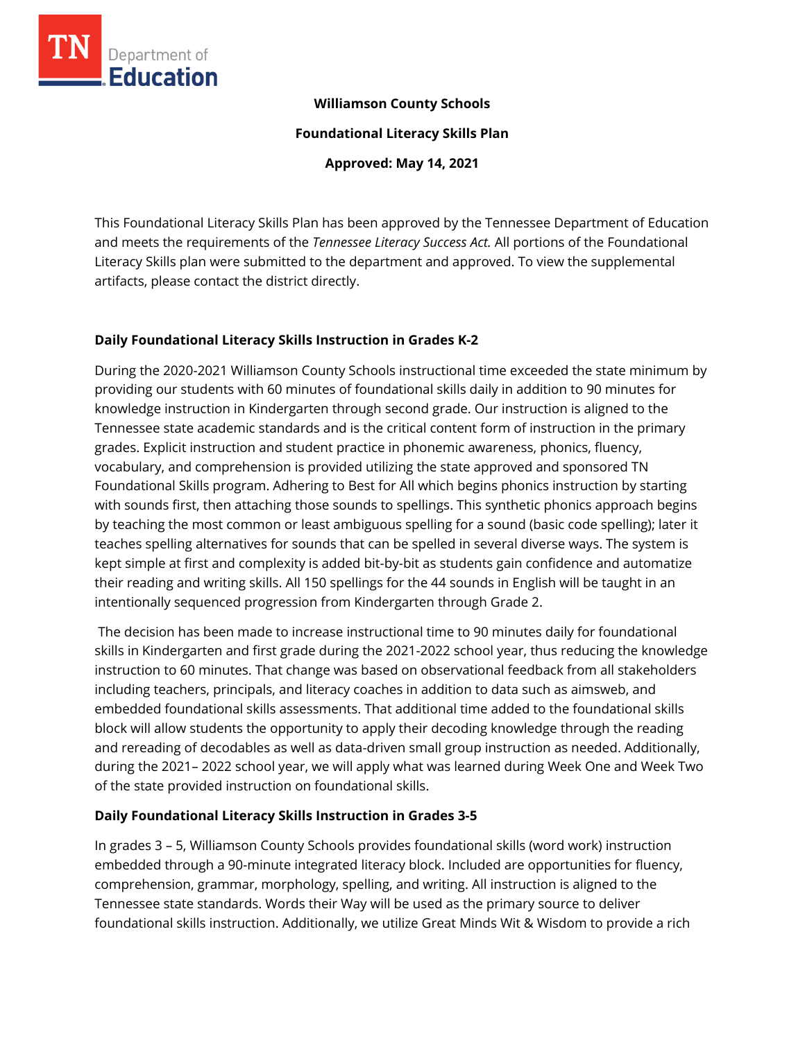**Williamson County Schools**

**Foundational Literacy Skills Plan**

**Approved: May 14, 2021**

This Foundational Literacy Skills Plan has been approved by the Tennessee Department of Education and meets the requirements of the *Tennessee Literacy Success Act.* All portions of the Foundational Literacy Skills plan were submitted to the department and approved. To view the supplemental artifacts, please contact the district directly.

## Daily Foundational Literacy Skills Instruction in Grades K-2

During the 2020-2021 Williamson County Schools instructional time exceeded the state minimum by providing our students with 60 minutes of foundational skills daily in addition to 90 minutes for knowledge instruction in Kindergarten through second grade. Our instruction is aligned to the Tennessee state academic standards and is the critical content form of instruction in the primary grades. Explicit instruction and student practice in phonemic awareness, phonics, fluency, vocabulary, and comprehension is provided utilizing the state approved and sponsored TN Foundational Skills program. Adhering to Best for All which begins phonics instruction by starting with sounds first, then attaching those sounds to spellings. This synthetic phonics approach begins by teaching the most common or least ambiguous spelling for a sound (basic code spelling); later it teaches spelling alternatives for sounds that can be spelled in several diverse ways. The system is kept simple at first and complexity is added bit-by-bit as students gain confidence and automatize their reading and writing skills. All 150 spellings for the 44 sounds in English will be taught in an intentionally sequenced progression from Kindergarten through Grade 2.

The decision has been made to increase instructional time to 90 minutes daily for foundational skills in Kindergarten and first grade during the 2021-2022 school year, thus reducing the knowledge instruction to 60 minutes. That change was based on observational feedback from all stakeholders including teachers, principals, and literacy coaches in addition to data such as aimsweb, and embedded foundational skills assessments. That additional time added to the foundational skills block will allow students the opportunity to apply their decoding knowledge through the reading and rereading of decodables as well as data-driven small group instruction as needed. Additionally, during the 2021– 2022 school year, we will apply what was learned during Week One and Week Two of the state provided instruction on foundational skills.

## Daily Foundational Literacy Skills Instruction in Grades 3-5

In grades 3 – 5, Williamson County Schools provides foundational skills (word work) instruction embedded through a 90-minute integrated literacy block. Included are opportunities for fluency, comprehension, grammar, morphology, spelling, and writing. All instruction is aligned to the Tennessee state standards. Words their Way will be used as the primary source to deliver foundational skills instruction. Additionally, we utilize Great Minds Wit & Wisdom to provide a rich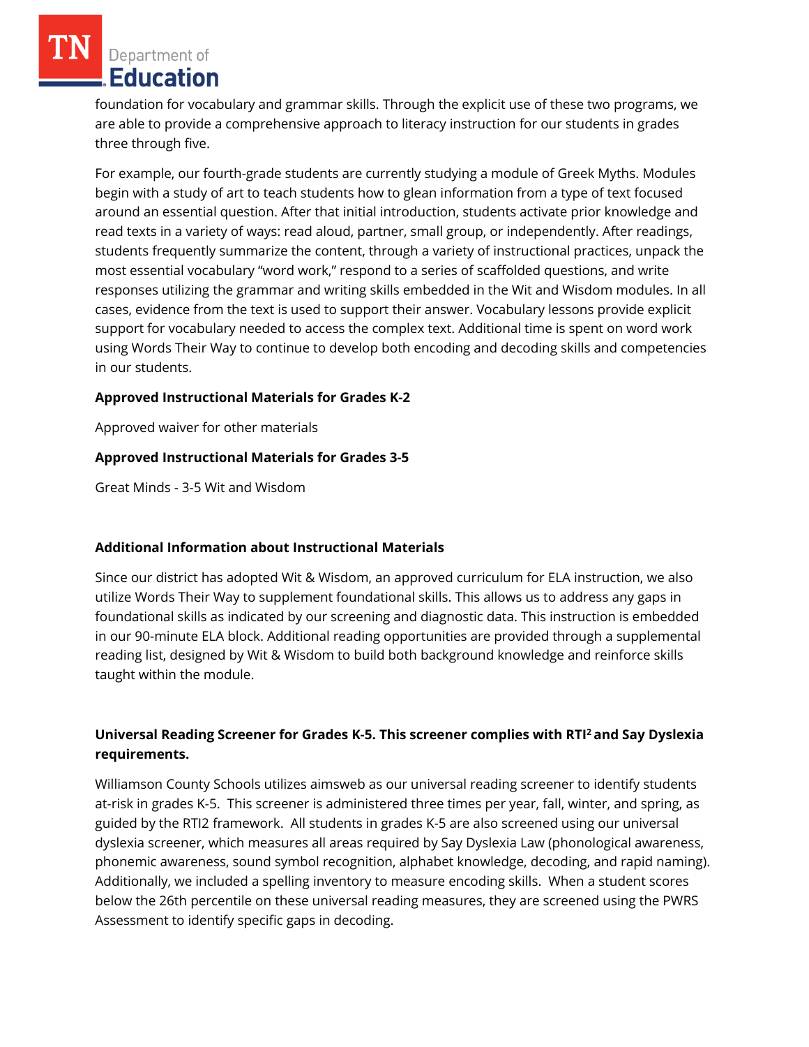foundation for vocabulary and grammar skills. Through the explicit use of these two programs, we are able to provide a comprehensive approach to literacy instruction for our students in grades three through five.

For example, our fourth-grade students are currently studying a module of Greek Myths. Modules begin with a study of art to teach students how to glean information from a type of text focused around an essential question. After that initial introduction, students activate prior knowledge and read texts in a variety of ways: read aloud, partner, small group, or independently. After readings, students frequently summarize the content, through a variety of instructional practices, unpack the most essential vocabulary "word work," respond to a series of scaffolded questions, and write responses utilizing the grammar and writing skills embedded in the Wit and Wisdom modules. In all cases, evidence from the text is used to support their answer. Vocabulary lessons provide explicit support for vocabulary needed to access the complex text. Additional time is spent on word work using Words Their Way to continue to develop both encoding and decoding skills and competencies in our students.

**Approved Instructional Materials for Grades K-2**

Approved waiver for other materials

**Approved Instructional Materials for Grades 3-5**

Great Minds - 3-5 Wit and Wisdom

**Additional Information about Instructional Materials**

Since our district has adopted Wit & Wisdom, an approved curriculum for ELA instruction, we also utilize Words Their Way to supplement foundational skills. This allows us to address any gaps in foundational skills as indicated by our screening and diagnostic data. This instruction is embedded in our 90-minute ELA block. Additional reading opportunities are provided through a supplemental reading list, designed by Wit & Wisdom to build both background knowledge and reinforce skills taught within the module.

**Universal Reading Screener for Grades K-5. This screener complies with RTI² and Say Dyslexia requirements.**

Williamson County Schools utilizes aimsweb as our universal reading screener to identify students at-risk in grades K-5. This screener is administered three times per year, fall, winter, and spring, as guided by the RTI2 framework. All students in grades K-5 are also screened using our universal dyslexia screener, which measures all areas required by Say Dyslexia Law (phonological awareness, phonemic awareness, sound symbol recognition, alphabet knowledge, decoding, and rapid naming). Additionally, we included a spelling inventory to measure encoding skills. When a student scores below the 26th percentile on these universal reading measures, they are screened using the PWRS Assessment to identify specific gaps in decoding.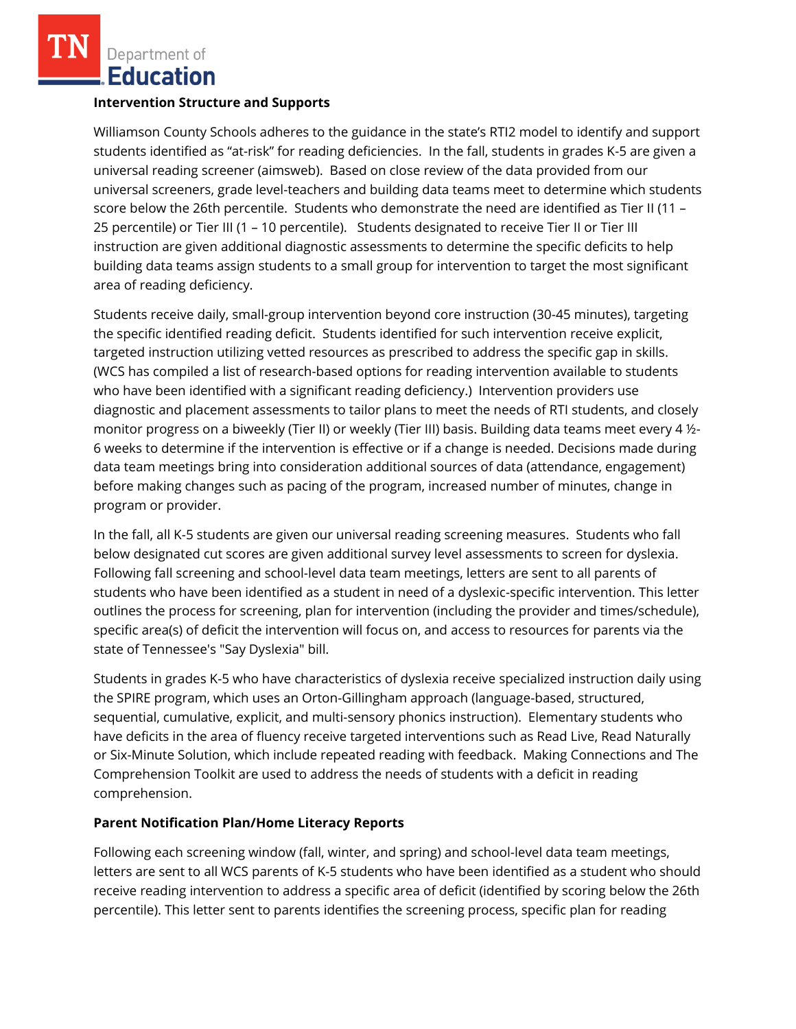**Intervention Structure and Supports**

Williamson County Schools adheres to the guidance in the state's RTI2 model to identify and support students identified as "at-risk" for reading deficiencies. In the fall, students in grades K-5 are given a universal reading screener (aimsweb). Based on close review of the data provided from our universal screeners, grade level-teachers and building data teams meet to determine which students score below the 26th percentile. Students who demonstrate the need are identified as Tier II (11 – 25 percentile) or Tier III (1 – 10 percentile). Students designated to receive Tier II or Tier III instruction are given additional diagnostic assessments to determine the specific deficits to help building data teams assign students to a small group for intervention to target the most significant area of reading deficiency.

Students receive daily, small-group intervention beyond core instruction (30-45 minutes), targeting the specific identified reading deficit. Students identified for such intervention receive explicit, targeted instruction utilizing vetted resources as prescribed to address the specific gap in skills. (WCS has compiled a list of research-based options for reading intervention available to students who have been identified with a significant reading deficiency.) Intervention providers use diagnostic and placement assessments to tailor plans to meet the needs of RTI students, and closely monitor progress on a biweekly (Tier II) or weekly (Tier III) basis. Building data teams meet every 4 ½-6 weeks to determine if the intervention is effective or if a change is needed. Decisions made during data team meetings bring into consideration additional sources of data (attendance, engagement) before making changes such as pacing of the program, increased number of minutes, change in program or provider.

In the fall, all K-5 students are given our universal reading screening measures. Students who fall below designated cut scores are given additional survey level assessments to screen for dyslexia. Following fall screening and school-level data team meetings, letters are sent to all parents of students who have been identified as a student in need of a dyslexic-specific intervention. This letter outlines the process for screening, plan for intervention (including the provider and times/schedule), specific area(s) of deficit the intervention will focus on, and access to resources for parents via the state of Tennessee's "Say Dyslexia" bill.

Students in grades K-5 who have characteristics of dyslexia receive specialized instruction daily using the SPIRE program, which uses an Orton-Gillingham approach (language-based, structured, sequential, cumulative, explicit, and multi-sensory phonics instruction). Elementary students who have deficits in the area of fluency receive targeted interventions such as Read Live, Read Naturally or Six-Minute Solution, which include repeated reading with feedback. Making Connections and The Comprehension Toolkit are used to address the needs of students with a deficit in reading comprehension.

**Parent Notification Plan/Home Literacy Reports**

Following each screening window (fall, winter, and spring) and school-level data team meetings, letters are sent to all WCS parents of K-5 students who have been identified as a student who should receive reading intervention to address a specific area of deficit (identified by scoring below the 26th percentile). This letter sent to parents identifies the screening process, specific plan for reading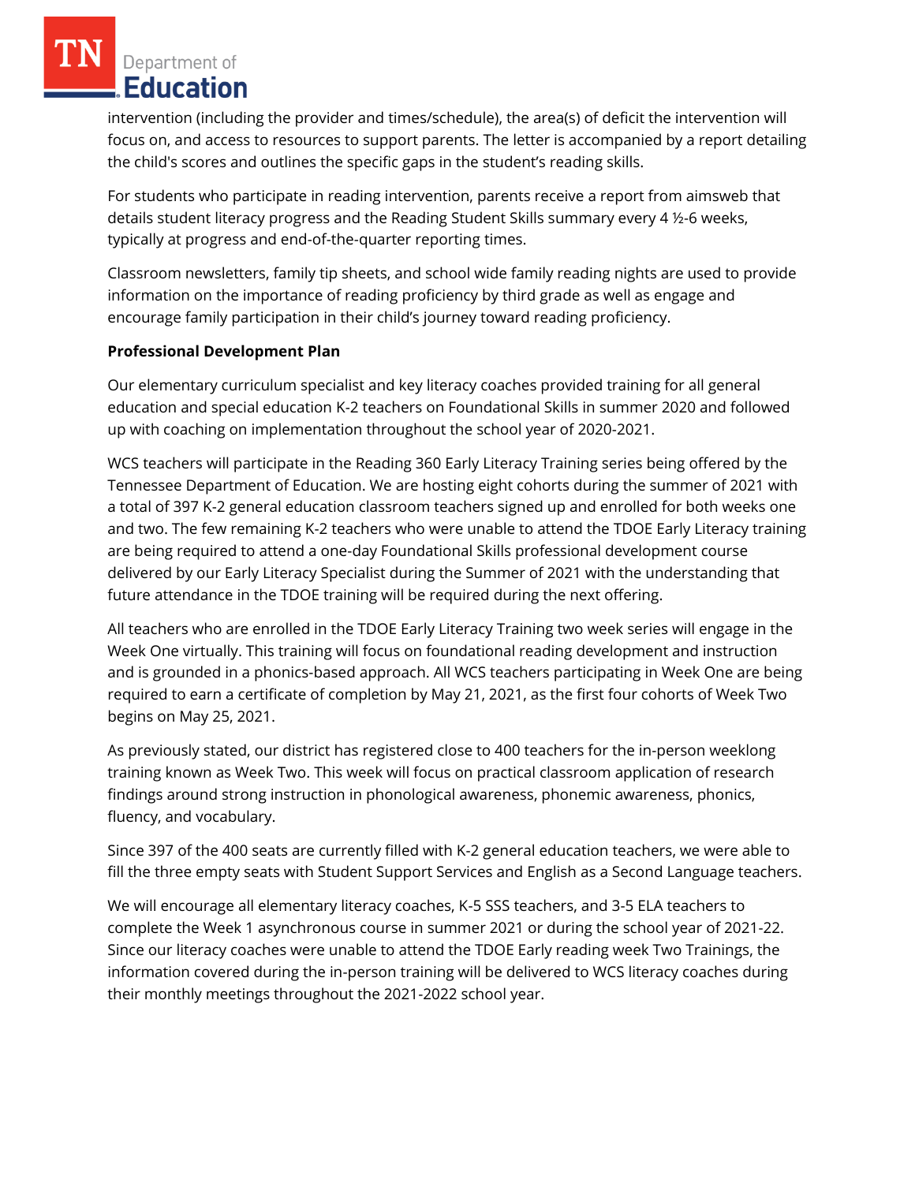intervention (including the provider and times/schedule), the area(s) of deficit the intervention will focus on, and access to resources to support parents. The letter is accompanied by a report detailing the child's scores and outlines the specific gaps in the student's reading skills.

For students who participate in reading intervention, parents receive a report from aimsweb that details student literacy progress and the Reading Student Skills summary every 4 ½-6 weeks, typically at progress and end-of-the-quarter reporting times.

Classroom newsletters, family tip sheets, and school wide family reading nights are used to provide information on the importance of reading proficiency by third grade as well as engage and encourage family participation in their child's journey toward reading proficiency.

**Professional Development Plan**

Our elementary curriculum specialist and key literacy coaches provided training for all general education and special education K-2 teachers on Foundational Skills in summer 2020 and followed up with coaching on implementation throughout the school year of 2020-2021.

WCS teachers will participate in the Reading 360 Early Literacy Training series being offered by the Tennessee Department of Education. We are hosting eight cohorts during the summer of 2021 with a total of 397 K-2 general education classroom teachers signed up and enrolled for both weeks one and two. The few remaining K-2 teachers who were unable to attend the TDOE Early Literacy training are being required to attend a one-day Foundational Skills professional development course delivered by our Early Literacy Specialist during the Summer of 2021 with the understanding that future attendance in the TDOE training will be required during the next offering.

All teachers who are enrolled in the TDOE Early Literacy Training two week series will engage in the Week One virtually. This training will focus on foundational reading development and instruction and is grounded in a phonics-based approach. All WCS teachers participating in Week One are being required to earn a certificate of completion by May 21, 2021, as the first four cohorts of Week Two begins on May 25, 2021.

As previously stated, our district has registered close to 400 teachers for the in-person weeklong training known as Week Two. This week will focus on practical classroom application of research findings around strong instruction in phonological awareness, phonemic awareness, phonics, fluency, and vocabulary.

Since 397 of the 400 seats are currently filled with K-2 general education teachers, we were able to fill the three empty seats with Student Support Services and English as a Second Language teachers.

We will encourage all elementary literacy coaches, K-5 SSS teachers, and 3-5 ELA teachers to complete the Week 1 asynchronous course in summer 2021 or during the school year of 2021-22. Since our literacy coaches were unable to attend the TDOE Early reading week Two Trainings, the information covered during the in-person training will be delivered to WCS literacy coaches during their monthly meetings throughout the 2021-2022 school year.